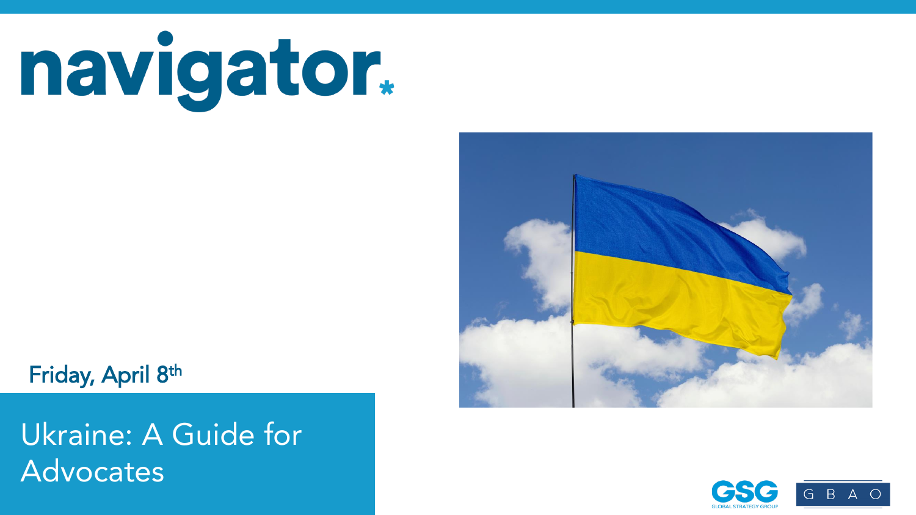# navigator.

Friday, April 8th

## Ukraine: A Guide for Advocates

GSG GLOBAL STRATEGY GROUP

G B A O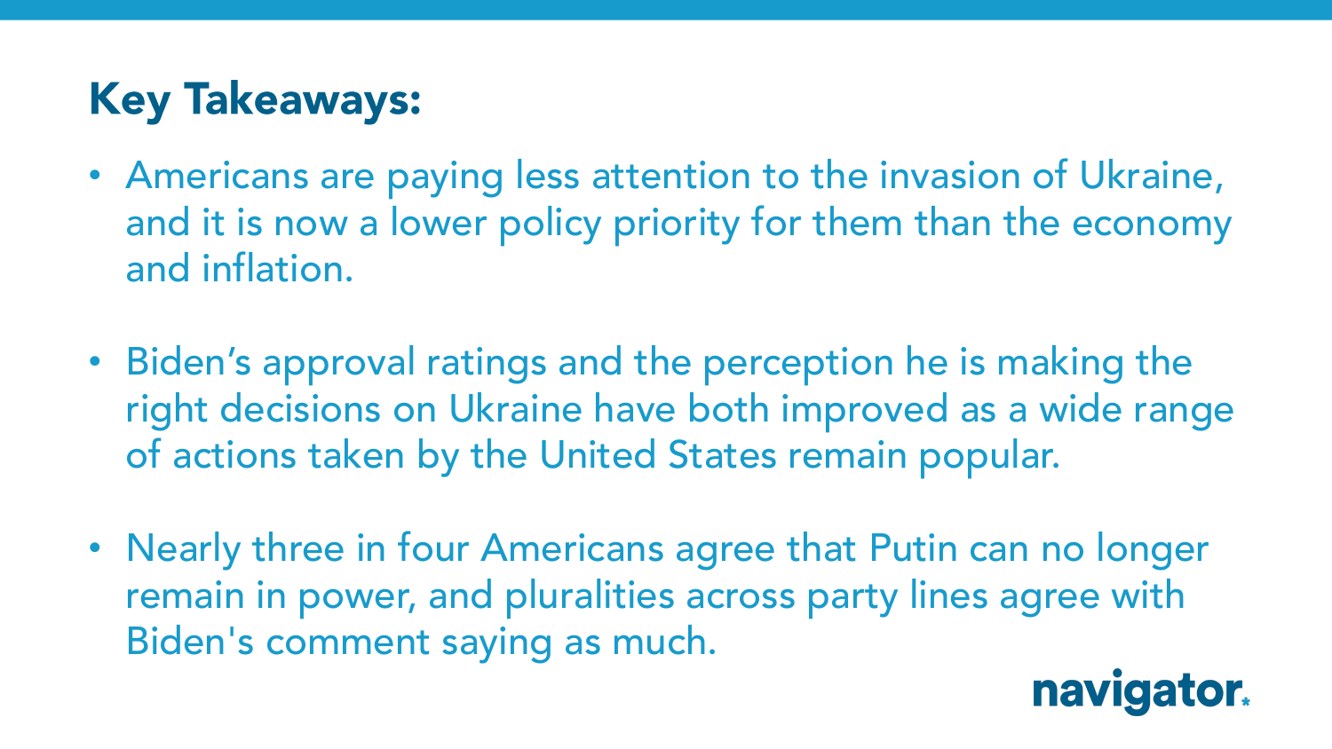## Key Takeaways:

- Americans are paying less attention to the invasion of Ukraine, and it is now a lower policy priority for them than the economy and inflation.
- Biden's approval ratings and the perception he is making the right decisions on Ukraine have both improved as a wide range of actions taken by the United States remain popular.
- Nearly three in four Americans agree that Putin can no longer remain in power, and pluralities across party lines agree with Biden's comment saying as much.

navigator.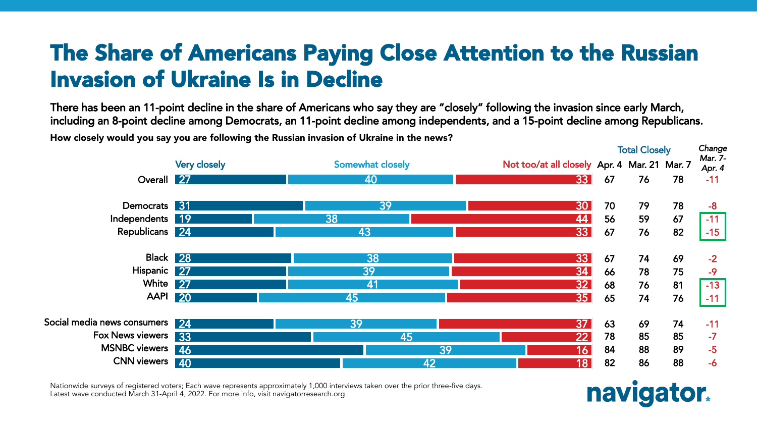# The Share of Americans Paying Close Attention to the Russian Invasion of Ukraine Is in Decline

**There has been an 11-point decline in the share of Americans who say they are "closely" following the invasion since early March, including an 8-point decline among Democrats, an 11-point decline among independents, and a 15-point decline among Republicans.**

**How closely would you say you are following the Russian invasion of Ukraine in the news?**

| | Very closely | Somewhat closely | Not too/at all closely | Total Closely Apr. 4 | Total Closely Mar. 21 | Total Closely Mar. 7 | Change Mar. 7-Apr. 4 |
|---|---|---|---|---|---|---|---|
| Overall | 27 | 40 | 33 | 67 | 76 | 78 | -11 |
| Democrats | 31 | 39 | 30 | 70 | 79 | 78 | -8 |
| Independents | 19 | 38 | 44 | 56 | 59 | 67 | -11 |
| Republicans | 24 | 43 | 33 | 67 | 76 | 82 | -15 |
| Black | 28 | 38 | 33 | 67 | 74 | 69 | -2 |
| Hispanic | 27 | 39 | 34 | 66 | 78 | 75 | -9 |
| White | 27 | 41 | 32 | 68 | 76 | 81 | -13 |
| AAPI | 20 | 45 | 35 | 65 | 74 | 76 | -11 |
| Social media news consumers | 24 | 39 | 37 | 63 | 69 | 74 | -11 |
| Fox News viewers | 33 | 45 | 22 | 78 | 85 | 85 | -7 |
| MSNBC viewers | 46 | 39 | 16 | 84 | 88 | 89 | -5 |
| CNN viewers | 40 | 42 | 18 | 82 | 86 | 88 | -6 |

Nationwide surveys of registered voters; Each wave represents approximately 1,000 interviews taken over the prior three-five days. Latest wave conducted March 31-April 4, 2022. For more info, visit navigatorresearch.org

navigator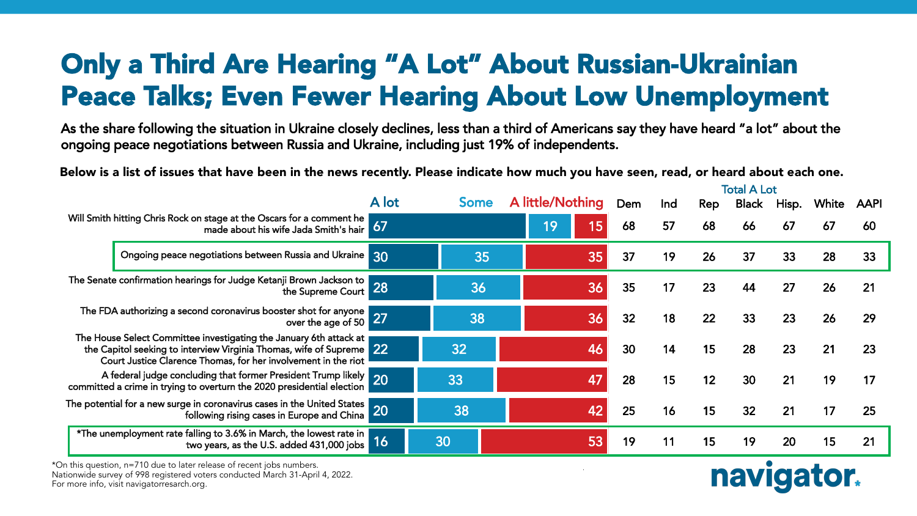# Only a Third Are Hearing "A Lot" About Russian-Ukrainian Peace Talks; Even Fewer Hearing About Low Unemployment

As the share following the situation in Ukraine closely declines, less than a third of Americans say they have heard "a lot" about the ongoing peace negotiations between Russia and Ukraine, including just 19% of independents.

**Below is a list of issues that have been in the news recently. Please indicate how much you have seen, read, or heard about each one.**

| | A lot | Some | A little/Nothing | Total A Lot: Dem | Ind | Rep | Black | Hisp. | White | AAPI |
|---|---|---|---|---|---|---|---|---|---|---|
| Will Smith hitting Chris Rock on stage at the Oscars for a comment he made about his wife Jada Smith's hair | 67 | 19 | 15 | 68 | 57 | 68 | 66 | 67 | 67 | 60 |
| Ongoing peace negotiations between Russia and Ukraine | 30 | 35 | 35 | 37 | 19 | 26 | 37 | 33 | 28 | 33 |
| The Senate confirmation hearings for Judge Ketanji Brown Jackson to the Supreme Court | 28 | 36 | 36 | 35 | 17 | 23 | 44 | 27 | 26 | 21 |
| The FDA authorizing a second coronavirus booster shot for anyone over the age of 50 | 27 | 38 | 36 | 32 | 18 | 22 | 33 | 23 | 26 | 29 |
| The House Select Committee investigating the January 6th attack at the Capitol seeking to interview Virginia Thomas, wife of Supreme Court Justice Clarence Thomas, for her involvement in the riot | 22 | 32 | 46 | 30 | 14 | 15 | 28 | 23 | 21 | 23 |
| A federal judge concluding that former President Trump likely committed a crime in trying to overturn the 2020 presidential election | 20 | 33 | 47 | 28 | 15 | 12 | 30 | 21 | 19 | 17 |
| The potential for a new surge in coronavirus cases in the United States following rising cases in Europe and China | 20 | 38 | 42 | 25 | 16 | 15 | 32 | 21 | 17 | 25 |
| *The unemployment rate falling to 3.6% in March, the lowest rate in two years, as the U.S. added 431,000 jobs | 16 | 30 | 53 | 19 | 11 | 15 | 19 | 20 | 15 | 21 |

*On this question, n=710 due to later release of recent jobs numbers.
Nationwide survey of 998 registered voters conducted March 31-April 4, 2022.
For more info, visit navigatorresearch.org.

navigator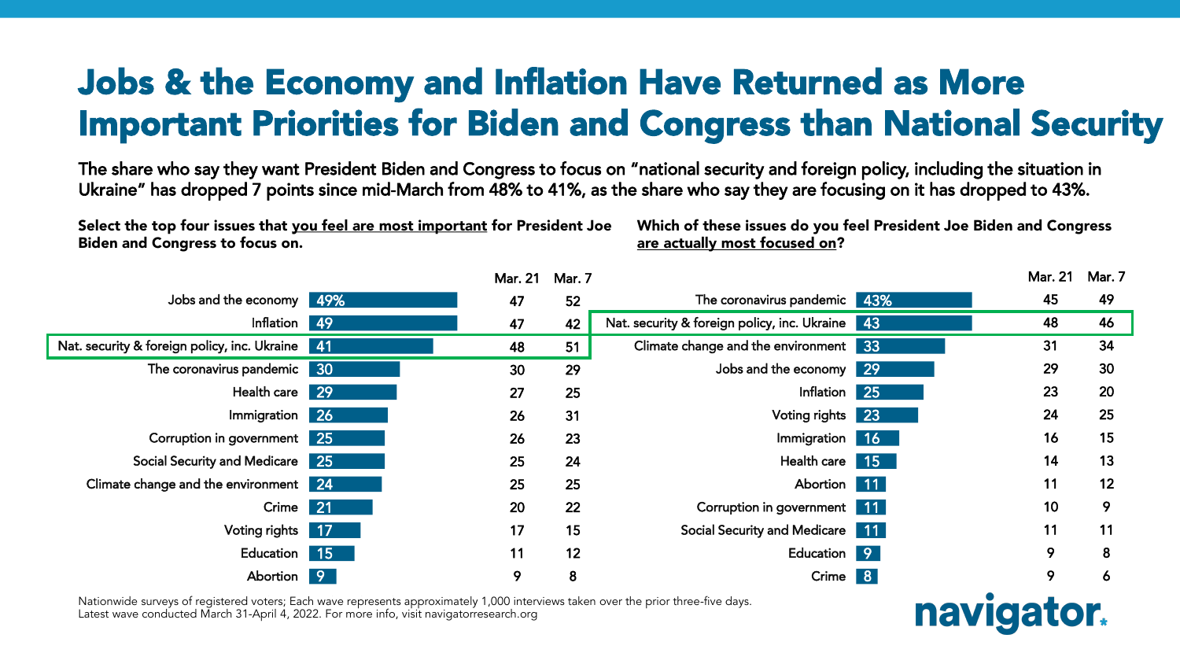# Jobs & the Economy and Inflation Have Returned as More Important Priorities for Biden and Congress than National Security

**The share who say they want President Biden and Congress to focus on "national security and foreign policy, including the situation in Ukraine" has dropped 7 points since mid-March from 48% to 41%, as the share who say they are focusing on it has dropped to 43%.**

**Select the top four issues that you feel are most important for President Joe Biden and Congress to focus on.**

| Issue | Latest | Mar. 21 | Mar. 7 |
| --- | --- | --- | --- |
| Jobs and the economy | 49% | 47 | 52 |
| Inflation | 49 | 47 | 42 |
| Nat. security & foreign policy, inc. Ukraine | 41 | 48 | 51 |
| The coronavirus pandemic | 30 | 30 | 29 |
| Health care | 29 | 27 | 25 |
| Immigration | 26 | 26 | 31 |
| Corruption in government | 25 | 26 | 23 |
| Social Security and Medicare | 25 | 25 | 24 |
| Climate change and the environment | 24 | 25 | 25 |
| Crime | 21 | 20 | 22 |
| Voting rights | 17 | 17 | 15 |
| Education | 15 | 11 | 12 |
| Abortion | 9 | 9 | 8 |

**Which of these issues do you feel President Joe Biden and Congress are actually most focused on?**

| Issue | Latest | Mar. 21 | Mar. 7 |
| --- | --- | --- | --- |
| The coronavirus pandemic | 43% | 45 | 49 |
| Nat. security & foreign policy, inc. Ukraine | 43 | 48 | 46 |
| Climate change and the environment | 33 | 31 | 34 |
| Jobs and the economy | 29 | 29 | 30 |
| Inflation | 25 | 23 | 20 |
| Voting rights | 23 | 24 | 25 |
| Immigration | 16 | 16 | 15 |
| Health care | 15 | 14 | 13 |
| Abortion | 11 | 11 | 12 |
| Corruption in government | 11 | 10 | 9 |
| Social Security and Medicare | 11 | 11 | 11 |
| Education | 9 | 9 | 8 |
| Crime | 8 | 9 | 6 |

Nationwide surveys of registered voters; Each wave represents approximately 1,000 interviews taken over the prior three-five days. Latest wave conducted March 31-April 4, 2022. For more info, visit navigatorresearch.org

navigator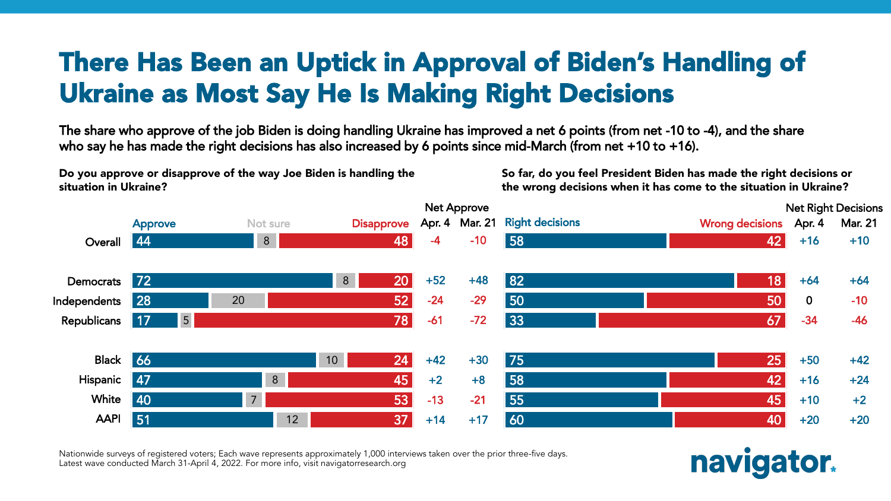# There Has Been an Uptick in Approval of Biden's Handling of Ukraine as Most Say He Is Making Right Decisions

**The share who approve of the job Biden is doing handling Ukraine has improved a net 6 points (from net -10 to -4), and the share who say he has made the right decisions has also increased by 6 points since mid-March (from net +10 to +16).**

**Do you approve or disapprove of the way Joe Biden is handling the situation in Ukraine?**

| | Approve | Not sure | Disapprove | Net Approve Apr. 4 | Net Approve Mar. 21 |
|---|---|---|---|---|---|
| Overall | 44 | 8 | 48 | -4 | -10 |
| Democrats | 72 | 8 | 20 | +52 | +48 |
| Independents | 28 | 20 | 52 | -24 | -29 |
| Republicans | 17 | 5 | 78 | -61 | -72 |
| Black | 66 | 10 | 24 | +42 | +30 |
| Hispanic | 47 | 8 | 45 | +2 | +8 |
| White | 40 | 7 | 53 | -13 | -21 |
| AAPI | 51 | 12 | 37 | +14 | +17 |

**So far, do you feel President Biden has made the right decisions or the wrong decisions when it has come to the situation in Ukraine?**

| | Right decisions | Wrong decisions | Net Right Decisions Apr. 4 | Net Right Decisions Mar. 21 |
|---|---|---|---|---|
| Overall | 58 | 42 | +16 | +10 |
| Democrats | 82 | 18 | +64 | +64 |
| Independents | 50 | 50 | 0 | -10 |
| Republicans | 33 | 67 | -34 | -46 |
| Black | 75 | 25 | +50 | +42 |
| Hispanic | 58 | 42 | +16 | +24 |
| White | 55 | 45 | +10 | +2 |
| AAPI | 60 | 40 | +20 | +20 |

Nationwide surveys of registered voters; Each wave represents approximately 1,000 interviews taken over the prior three-five days. Latest wave conducted March 31-April 4, 2022. For more info, visit navigatorresearch.org

navigator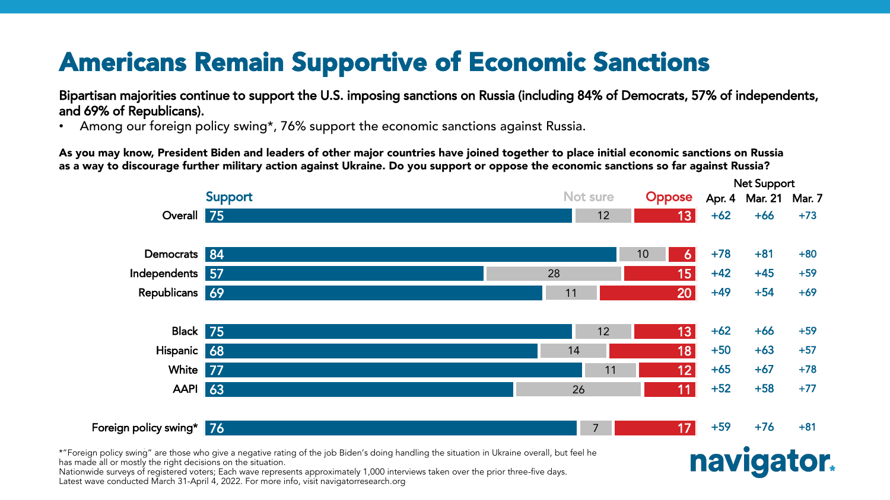# Americans Remain Supportive of Economic Sanctions

**Bipartisan majorities continue to support the U.S. imposing sanctions on Russia (including 84% of Democrats, 57% of independents, and 69% of Republicans).**

- Among our foreign policy swing*, 76% support the economic sanctions against Russia.

**As you may know, President Biden and leaders of other major countries have joined together to place initial economic sanctions on Russia as a way to discourage further military action against Ukraine. Do you support or oppose the economic sanctions so far against Russia?**

| | Support | Not sure | Oppose | Net Support Apr. 4 | Net Support Mar. 21 | Net Support Mar. 7 |
|---|---|---|---|---|---|---|
| Overall | 75 | 12 | 13 | +62 | +66 | +73 |
| Democrats | 84 | 10 | 6 | +78 | +81 | +80 |
| Independents | 57 | 28 | 15 | +42 | +45 | +59 |
| Republicans | 69 | 11 | 20 | +49 | +54 | +69 |
| Black | 75 | 12 | 13 | +62 | +66 | +59 |
| Hispanic | 68 | 14 | 18 | +50 | +63 | +57 |
| White | 77 | 11 | 12 | +65 | +67 | +78 |
| AAPI | 63 | 26 | 11 | +52 | +58 | +77 |
| Foreign policy swing* | 76 | 7 | 17 | +59 | +76 | +81 |

*"Foreign policy swing" are those who give a negative rating of the job Biden's doing handling the situation in Ukraine overall, but feel he has made all or mostly the right decisions on the situation.
Nationwide surveys of registered voters; Each wave represents approximately 1,000 interviews taken over the prior three-five days.
Latest wave conducted March 31-April 4, 2022. For more info, visit navigatorresearch.org

navigator.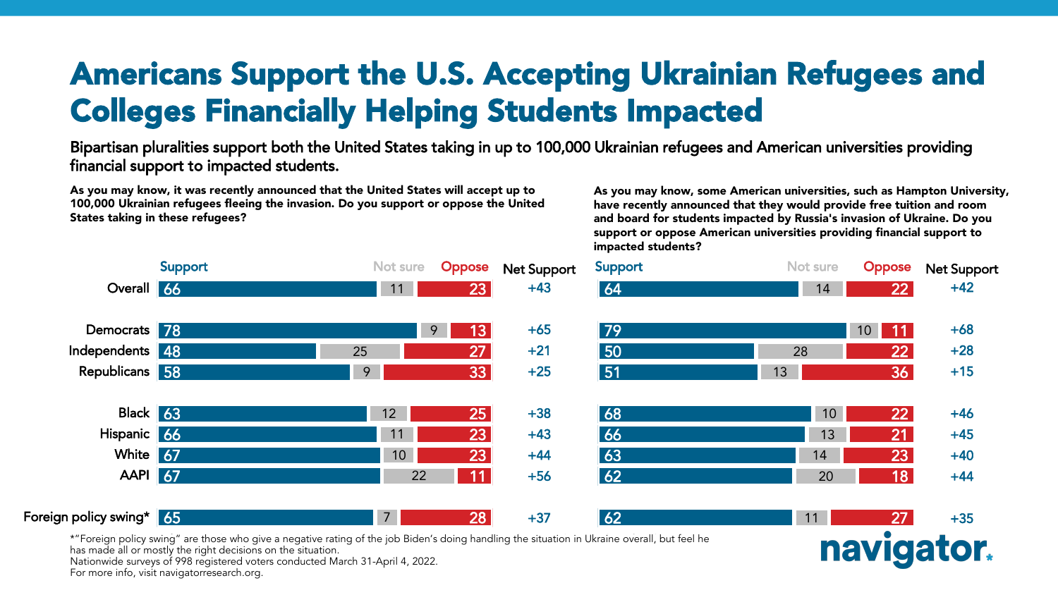# Americans Support the U.S. Accepting Ukrainian Refugees and Colleges Financially Helping Students Impacted

Bipartisan pluralities support both the United States taking in up to 100,000 Ukrainian refugees and American universities providing financial support to impacted students.

**As you may know, it was recently announced that the United States will accept up to 100,000 Ukrainian refugees fleeing the invasion. Do you support or oppose the United States taking in these refugees?**

| | Support | Not sure | Oppose | Net Support |
|---|---|---|---|---|
| Overall | 66 | 11 | 23 | +43 |
| Democrats | 78 | 9 | 13 | +65 |
| Independents | 48 | 25 | 27 | +21 |
| Republicans | 58 | 9 | 33 | +25 |
| Black | 63 | 12 | 25 | +38 |
| Hispanic | 66 | 11 | 23 | +43 |
| White | 67 | 10 | 23 | +44 |
| AAPI | 67 | 22 | 11 | +56 |
| Foreign policy swing* | 65 | 7 | 28 | +37 |

**As you may know, some American universities, such as Hampton University, have recently announced that they would provide free tuition and room and board for students impacted by Russia's invasion of Ukraine. Do you support or oppose American universities providing financial support to impacted students?**

| | Support | Not sure | Oppose | Net Support |
|---|---|---|---|---|
| Overall | 64 | 14 | 22 | +42 |
| Democrats | 79 | 10 | 11 | +68 |
| Independents | 50 | 28 | 22 | +28 |
| Republicans | 51 | 13 | 36 | +15 |
| Black | 68 | 10 | 22 | +46 |
| Hispanic | 66 | 13 | 21 | +45 |
| White | 63 | 14 | 23 | +40 |
| AAPI | 62 | 20 | 18 | +44 |
| Foreign policy swing* | 62 | 11 | 27 | +35 |

*"Foreign policy swing" are those who give a negative rating of the job Biden's doing handling the situation in Ukraine overall, but feel he has made all or mostly the right decisions on the situation.
Nationwide surveys of 998 registered voters conducted March 31-April 4, 2022.
For more info, visit navigatorresearch.org.

navigator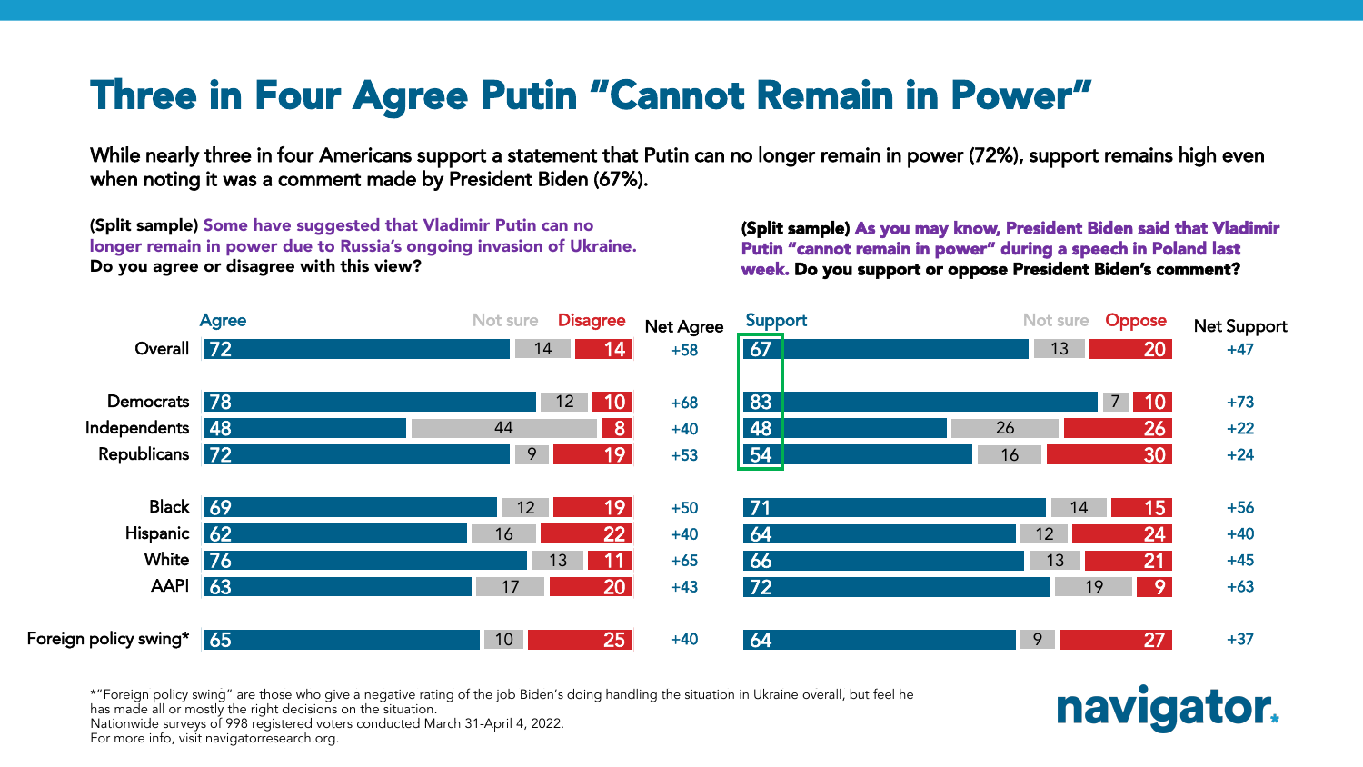# Three in Four Agree Putin "Cannot Remain in Power"

While nearly three in four Americans support a statement that Putin can no longer remain in power (72%), support remains high even when noting it was a comment made by President Biden (67%).

**(Split sample)** Some have suggested that Vladimir Putin can no longer remain in power due to Russia's ongoing invasion of Ukraine. **Do you agree or disagree with this view?**

**(Split sample)** As you may know, President Biden said that Vladimir Putin "cannot remain in power" during a speech in Poland last week. **Do you support or oppose President Biden's comment?**

| | Agree | Not sure | Disagree | Net Agree | Support | Not sure | Oppose | Net Support |
|---|---|---|---|---|---|---|---|---|
| Overall | 72 | 14 | 14 | +58 | 67 | 13 | 20 | +47 |
| Democrats | 78 | 12 | 10 | +68 | 83 | 7 | 10 | +73 |
| Independents | 48 | 44 | 8 | +40 | 48 | 26 | 26 | +22 |
| Republicans | 72 | 9 | 19 | +53 | 54 | 16 | 30 | +24 |
| Black | 69 | 12 | 19 | +50 | 71 | 14 | 15 | +56 |
| Hispanic | 62 | 16 | 22 | +40 | 64 | 12 | 24 | +40 |
| White | 76 | 13 | 11 | +65 | 66 | 13 | 21 | +45 |
| AAPI | 63 | 17 | 20 | +43 | 72 | 19 | 9 | +63 |
| Foreign policy swing* | 65 | 10 | 25 | +40 | 64 | 9 | 27 | +37 |

*"Foreign policy swing" are those who give a negative rating of the job Biden's doing handling the situation in Ukraine overall, but feel he has made all or mostly the right decisions on the situation.
Nationwide surveys of 998 registered voters conducted March 31-April 4, 2022.
For more info, visit navigatorresearch.org.

navigator.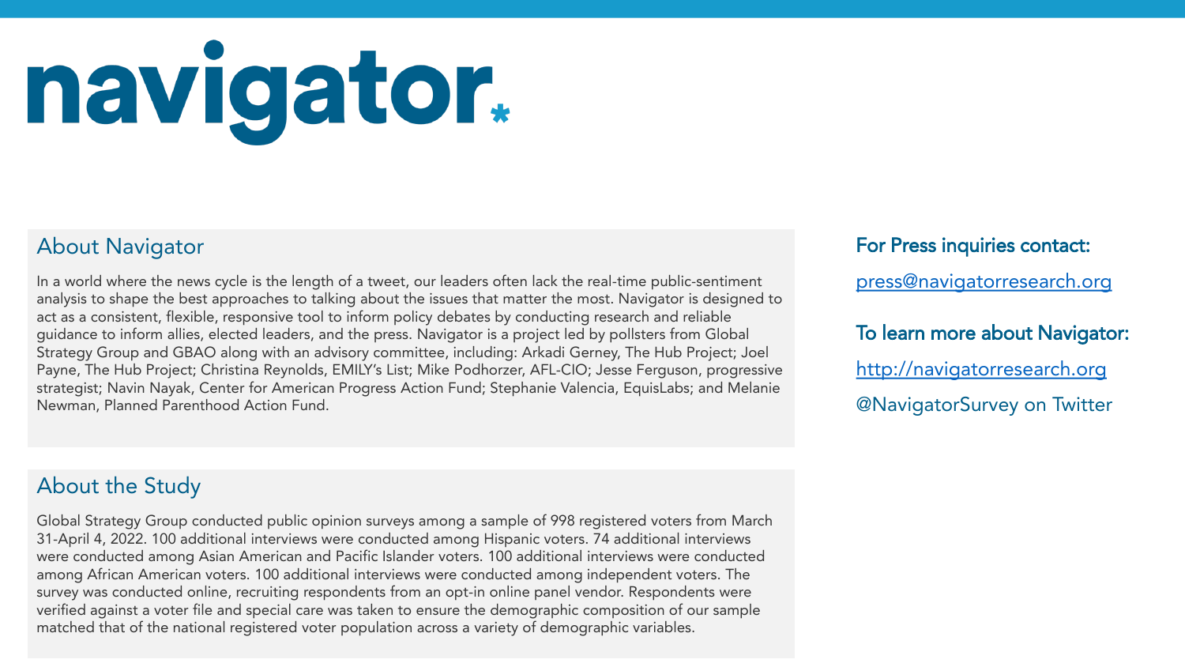# navigator*

## About Navigator

In a world where the news cycle is the length of a tweet, our leaders often lack the real-time public-sentiment analysis to shape the best approaches to talking about the issues that matter the most. Navigator is designed to act as a consistent, flexible, responsive tool to inform policy debates by conducting research and reliable guidance to inform allies, elected leaders, and the press. Navigator is a project led by pollsters from Global Strategy Group and GBAO along with an advisory committee, including: Arkadi Gerney, The Hub Project; Joel Payne, The Hub Project; Christina Reynolds, EMILY's List; Mike Podhorzer, AFL-CIO; Jesse Ferguson, progressive strategist; Navin Nayak, Center for American Progress Action Fund; Stephanie Valencia, EquisLabs; and Melanie Newman, Planned Parenthood Action Fund.

## About the Study

Global Strategy Group conducted public opinion surveys among a sample of 998 registered voters from March 31-April 4, 2022. 100 additional interviews were conducted among Hispanic voters. 74 additional interviews were conducted among Asian American and Pacific Islander voters. 100 additional interviews were conducted among African American voters. 100 additional interviews were conducted among independent voters. The survey was conducted online, recruiting respondents from an opt-in online panel vendor. Respondents were verified against a voter file and special care was taken to ensure the demographic composition of our sample matched that of the national registered voter population across a variety of demographic variables.

**For Press inquiries contact:**

press@navigatorresearch.org

**To learn more about Navigator:**

http://navigatorresearch.org

@NavigatorSurvey on Twitter